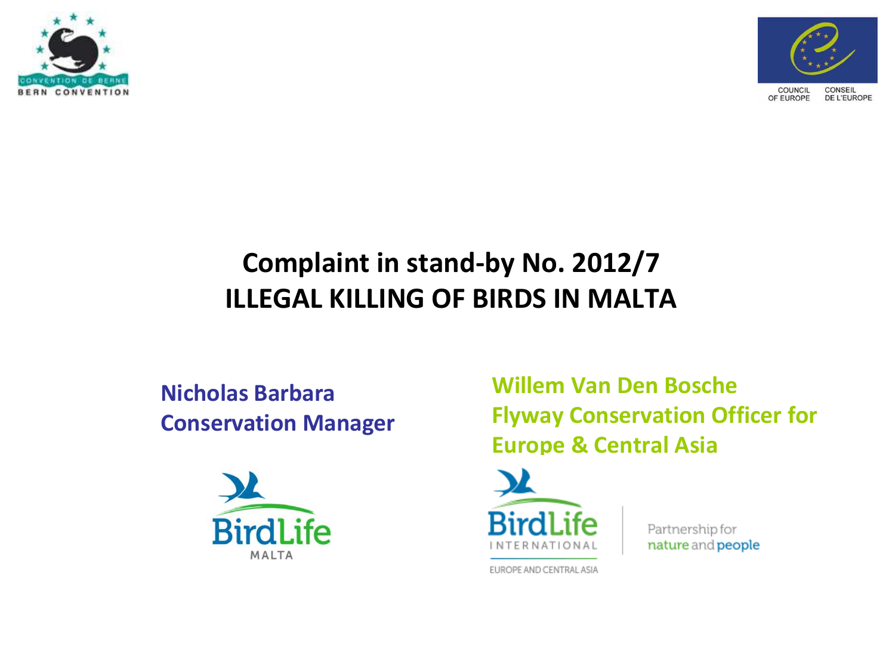# Complaint in stand-by No. 2012/7
# ILLEGAL KILLING OF BIRDS IN MALTA

**Nicholas Barbara**
**Conservation Manager**

**Willem Van Den Bosche**
**Flyway Conservation Officer for Europe & Central Asia**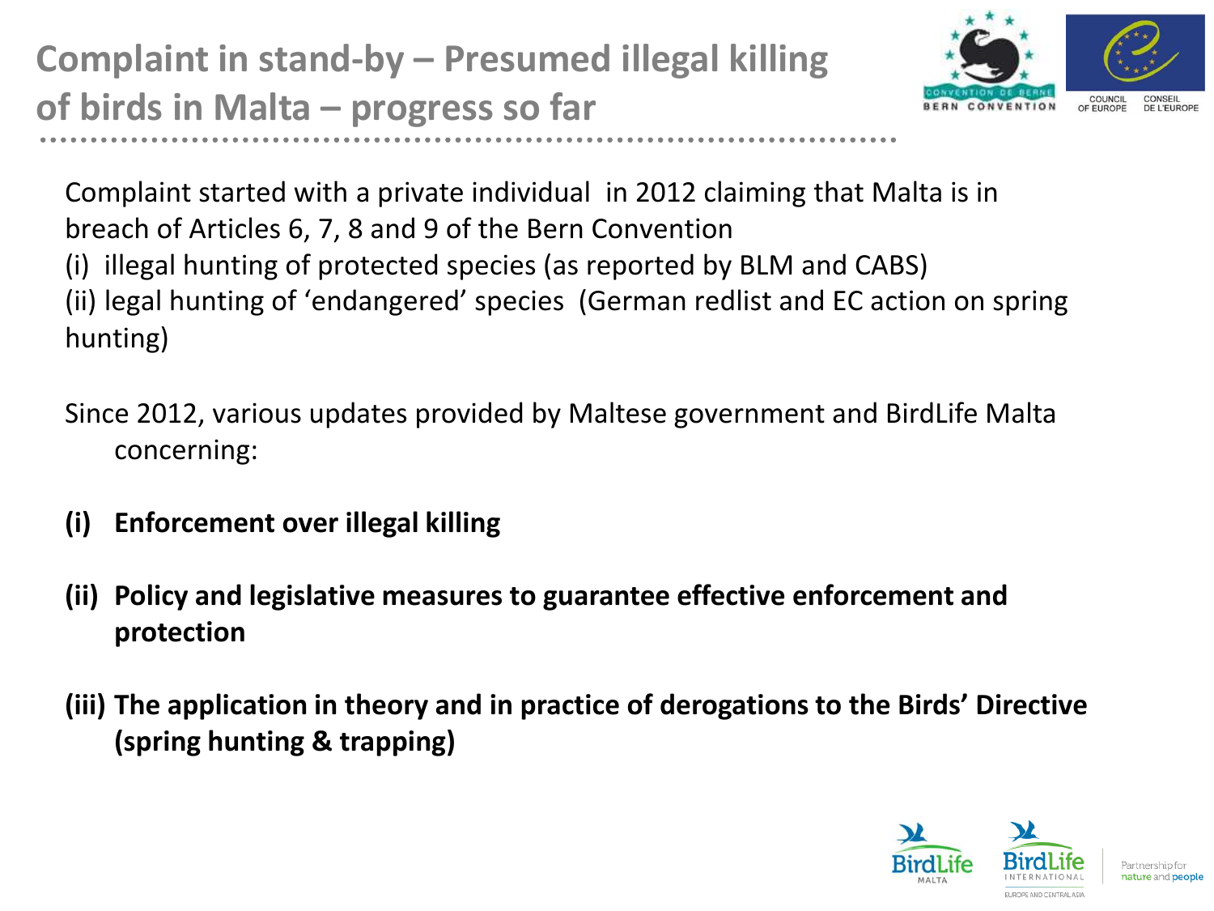# Complaint in stand-by – Presumed illegal killing of birds in Malta – progress so far

Complaint started with a private individual in 2012 claiming that Malta is in breach of Articles 6, 7, 8 and 9 of the Bern Convention
(i) illegal hunting of protected species (as reported by BLM and CABS)
(ii) legal hunting of 'endangered' species (German redlist and EC action on spring hunting)

Since 2012, various updates provided by Maltese government and BirdLife Malta concerning:

**(i) Enforcement over illegal killing**

**(ii) Policy and legislative measures to guarantee effective enforcement and protection**

**(iii) The application in theory and in practice of derogations to the Birds' Directive (spring hunting & trapping)**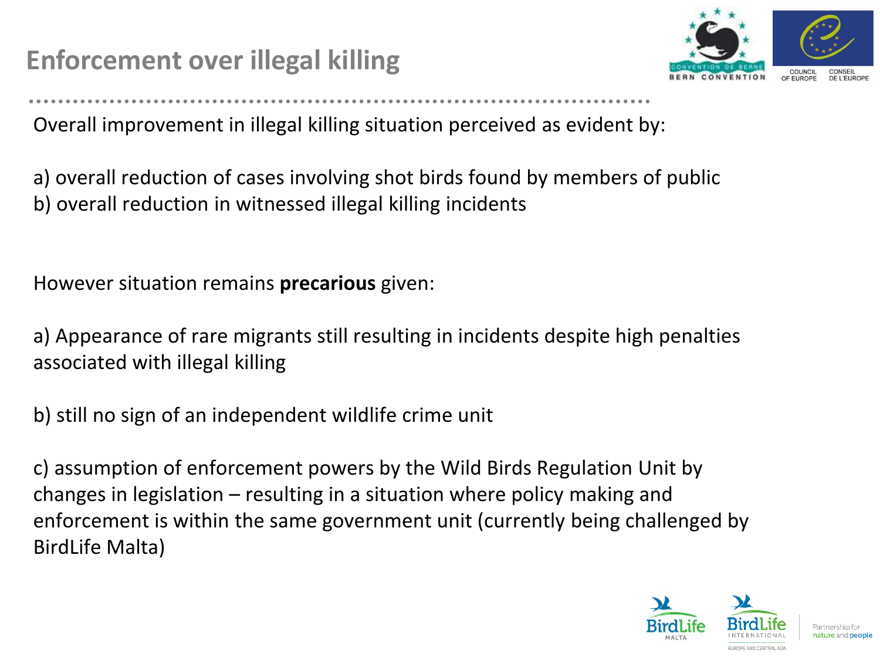# Enforcement over illegal killing

Overall improvement in illegal killing situation perceived as evident by:

a) overall reduction of cases involving shot birds found by members of public
b) overall reduction in witnessed illegal killing incidents

However situation remains **precarious** given:

a) Appearance of rare migrants still resulting in incidents despite high penalties associated with illegal killing

b) still no sign of an independent wildlife crime unit

c) assumption of enforcement powers by the Wild Birds Regulation Unit by changes in legislation – resulting in a situation where policy making and enforcement is within the same government unit (currently being challenged by BirdLife Malta)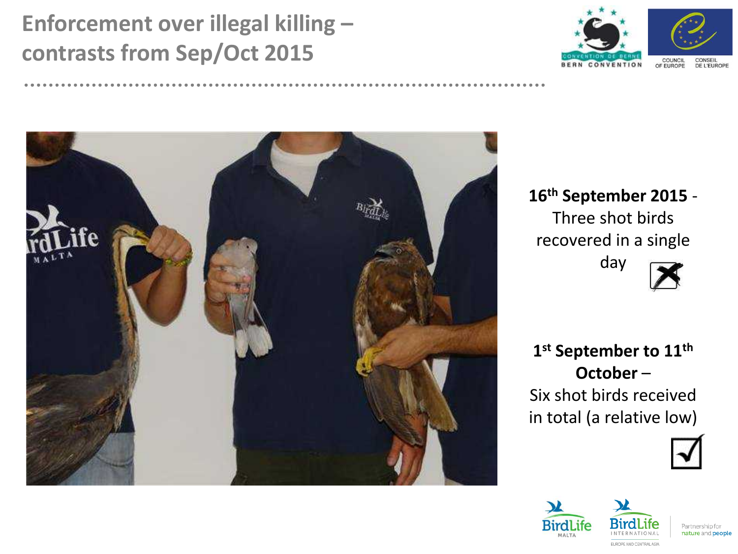# Enforcement over illegal killing – contrasts from Sep/Oct 2015

**16th September 2015** - Three shot birds recovered in a single day ☒

**1st September to 11th October** – Six shot birds received in total (a relative low) ☑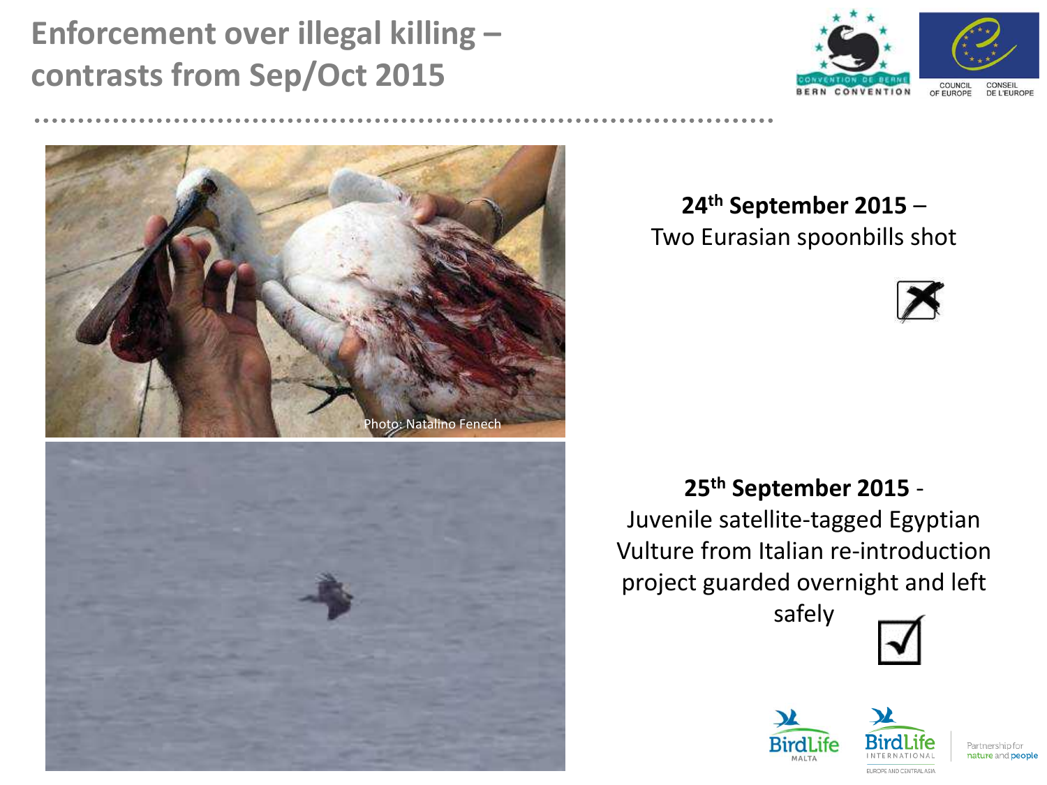# Enforcement over illegal killing – contrasts from Sep/Oct 2015

Photo: Natalino Fenech

**24th September 2015** –
Two Eurasian spoonbills shot

☒

**25th September 2015** -
Juvenile satellite-tagged Egyptian Vulture from Italian re-introduction project guarded overnight and left safely

☑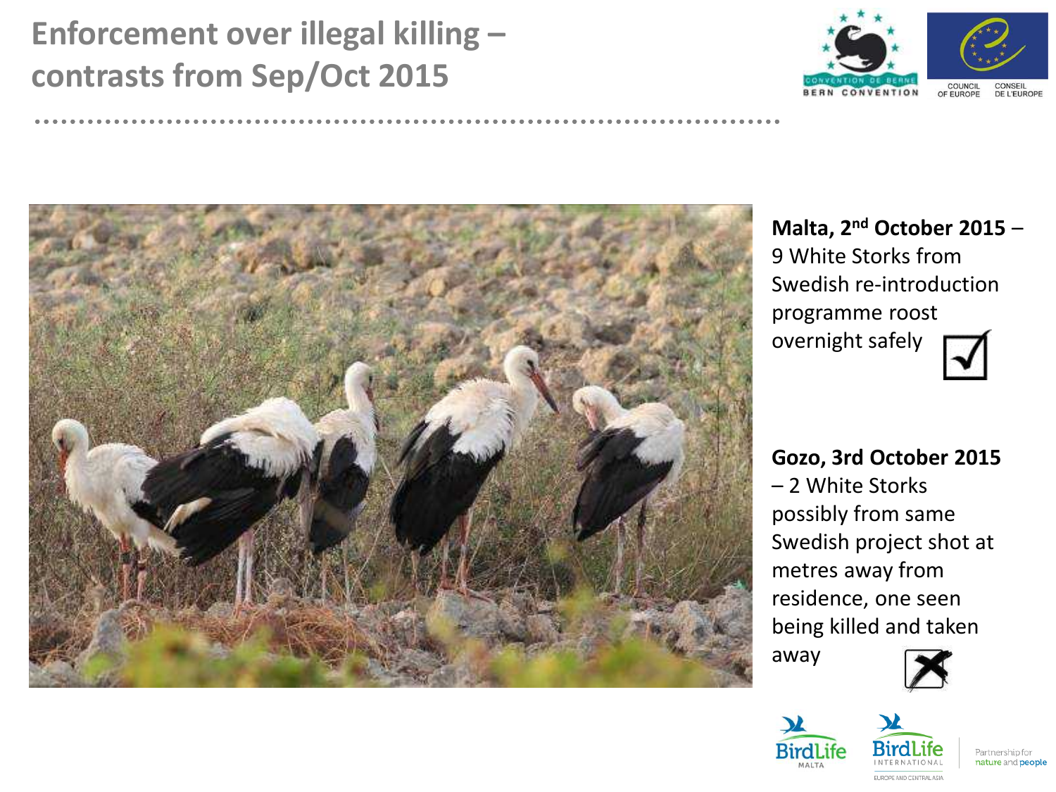# Enforcement over illegal killing – contrasts from Sep/Oct 2015

**Malta, 2nd October 2015** – 9 White Storks from Swedish re-introduction programme roost overnight safely ☑

**Gozo, 3rd October 2015** – 2 White Storks possibly from same Swedish project shot at metres away from residence, one seen being killed and taken away ☒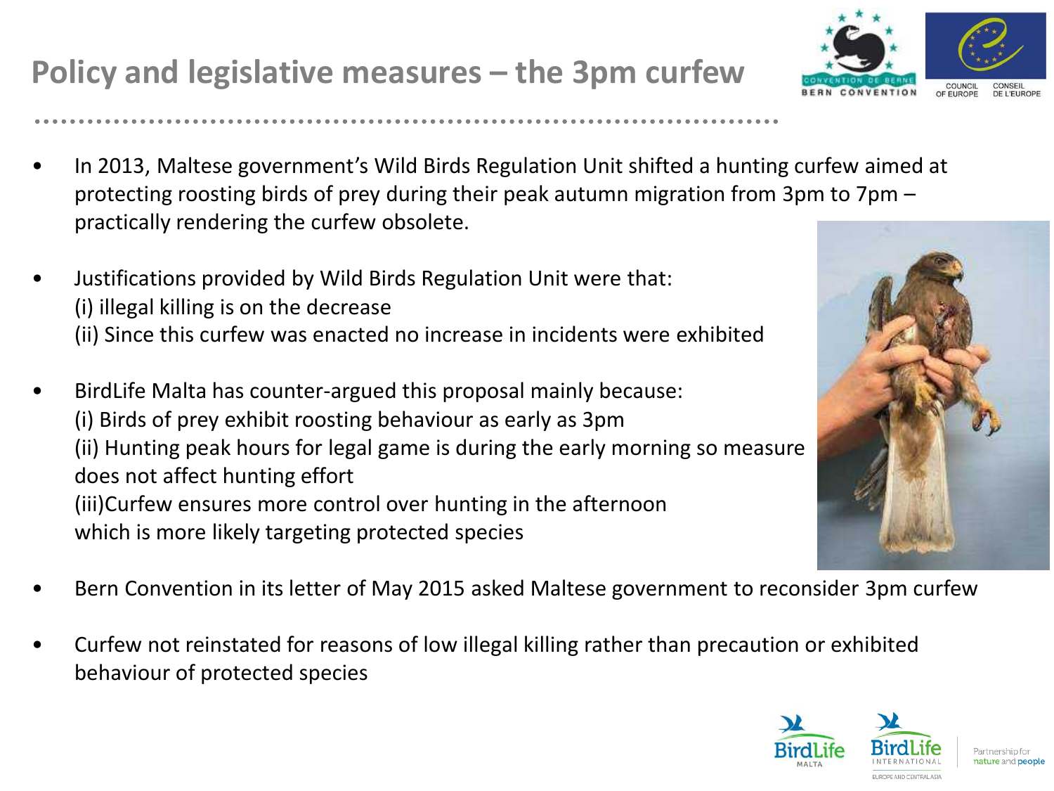# Policy and legislative measures – the 3pm curfew

- In 2013, Maltese government's Wild Birds Regulation Unit shifted a hunting curfew aimed at protecting roosting birds of prey during their peak autumn migration from 3pm to 7pm – practically rendering the curfew obsolete.
- Justifications provided by Wild Birds Regulation Unit were that:
  (i) illegal killing is on the decrease
  (ii) Since this curfew was enacted no increase in incidents were exhibited
- BirdLife Malta has counter-argued this proposal mainly because:
  (i) Birds of prey exhibit roosting behaviour as early as 3pm
  (ii) Hunting peak hours for legal game is during the early morning so measure does not affect hunting effort
  (iii)Curfew ensures more control over hunting in the afternoon which is more likely targeting protected species
- Bern Convention in its letter of May 2015 asked Maltese government to reconsider 3pm curfew
- Curfew not reinstated for reasons of low illegal killing rather than precaution or exhibited behaviour of protected species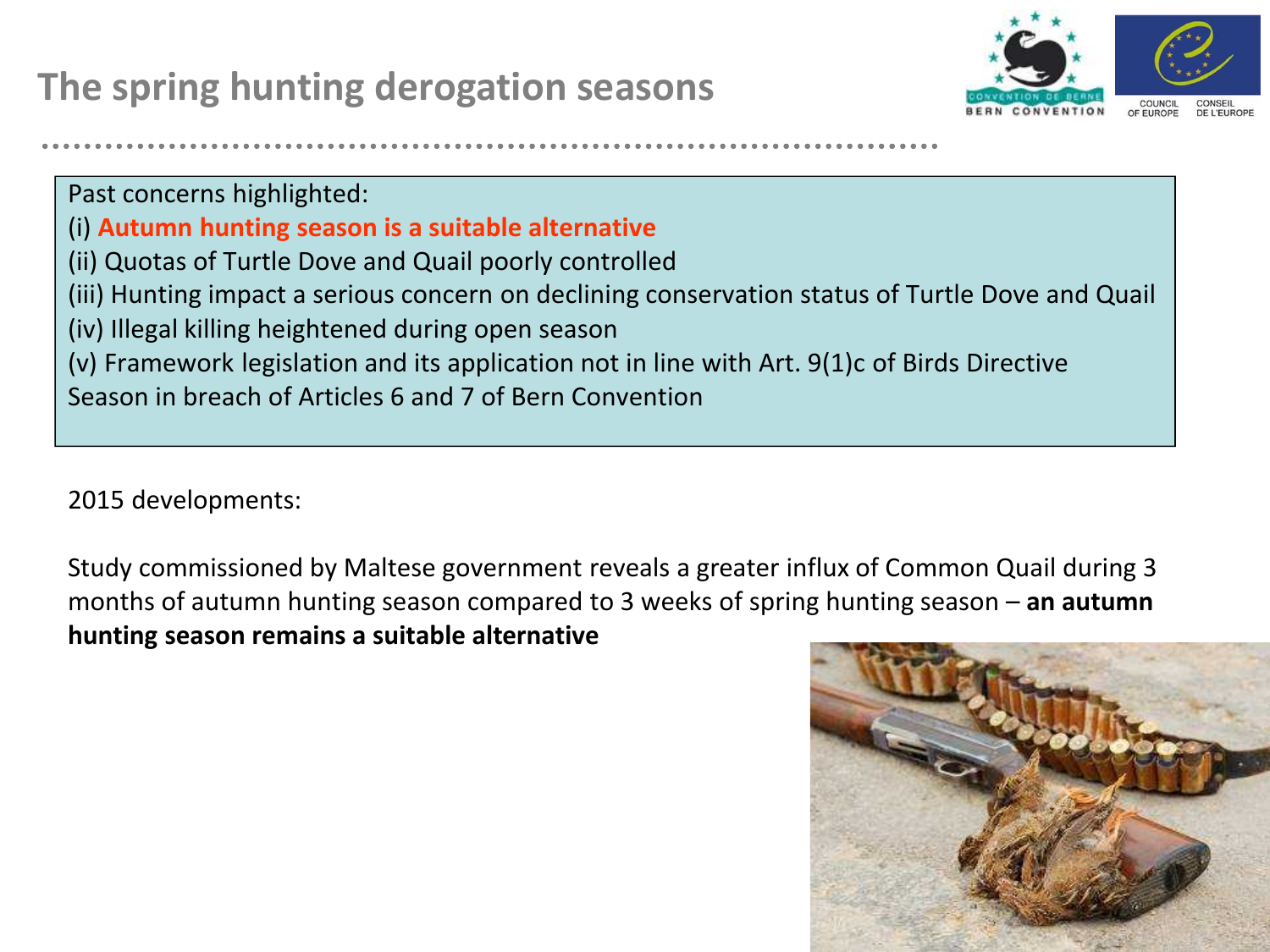# The spring hunting derogation seasons

Past concerns highlighted:

(i) **Autumn hunting season is a suitable alternative**

(ii) Quotas of Turtle Dove and Quail poorly controlled

(iii) Hunting impact a serious concern on declining conservation status of Turtle Dove and Quail

(iv) Illegal killing heightened during open season

(v) Framework legislation and its application not in line with Art. 9(1)c of Birds Directive

Season in breach of Articles 6 and 7 of Bern Convention

2015 developments:

Study commissioned by Maltese government reveals a greater influx of Common Quail during 3 months of autumn hunting season compared to 3 weeks of spring hunting season – **an autumn hunting season remains a suitable alternative**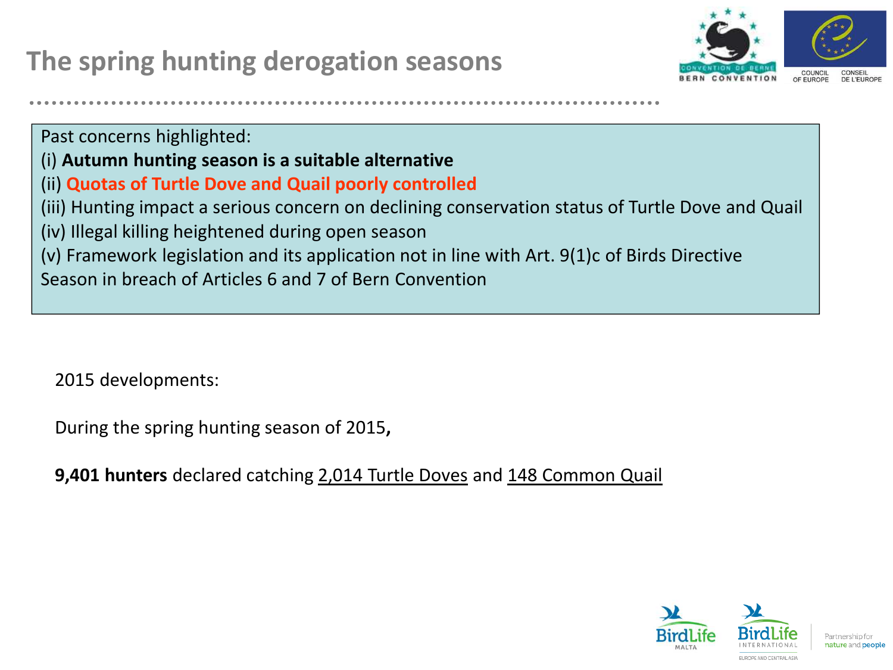# The spring hunting derogation seasons

Past concerns highlighted:

(i) **Autumn hunting season is a suitable alternative**

(ii) **Quotas of Turtle Dove and Quail poorly controlled**

(iii) Hunting impact a serious concern on declining conservation status of Turtle Dove and Quail

(iv) Illegal killing heightened during open season

(v) Framework legislation and its application not in line with Art. 9(1)c of Birds Directive

Season in breach of Articles 6 and 7 of Bern Convention

2015 developments:

During the spring hunting season of 2015**,**

**9,401 hunters** declared catching 2,014 Turtle Doves and 148 Common Quail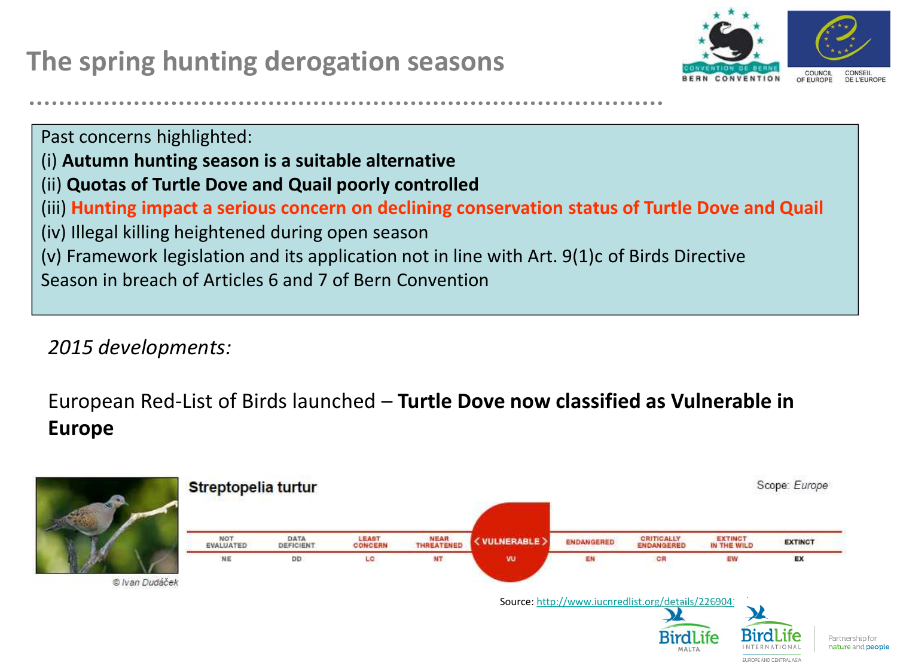# The spring hunting derogation seasons

Past concerns highlighted:

(i) **Autumn hunting season is a suitable alternative**

(ii) **Quotas of Turtle Dove and Quail poorly controlled**

(iii) **Hunting impact a serious concern on declining conservation status of Turtle Dove and Quail**

(iv) Illegal killing heightened during open season

(v) Framework legislation and its application not in line with Art. 9(1)c of Birds Directive

Season in breach of Articles 6 and 7 of Bern Convention

*2015 developments:*

European Red-List of Birds launched – **Turtle Dove now classified as Vulnerable in Europe**

**Streptopelia turtur** — Scope: *Europe*

| NOT EVALUATED | DATA DEFICIENT | LEAST CONCERN | NEAR THREATENED | **VULNERABLE** | ENDANGERED | CRITICALLY ENDANGERED | EXTINCT IN THE WILD | EXTINCT |
|---|---|---|---|---|---|---|---|---|
| NE | DD | LC | NT | **VU** | EN | CR | EW | EX |

© Ivan Dudáček

Source: http://www.iucnredlist.org/details/226904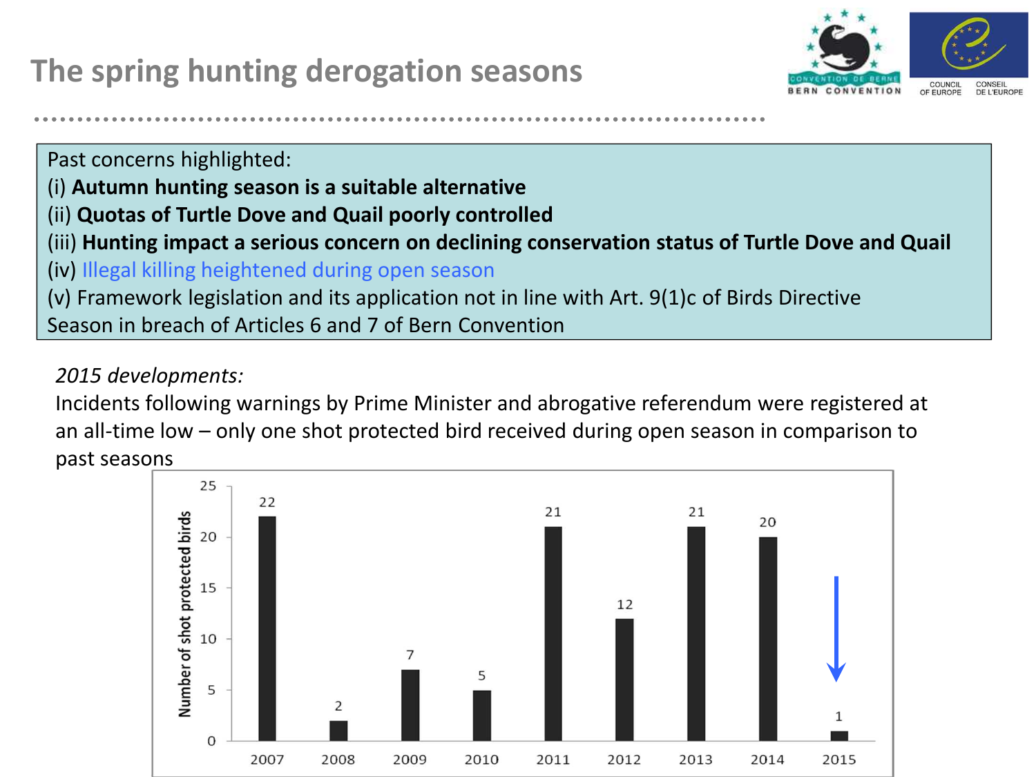# The spring hunting derogation seasons

Past concerns highlighted:

(i) **Autumn hunting season is a suitable alternative**

(ii) **Quotas of Turtle Dove and Quail poorly controlled**

(iii) **Hunting impact a serious concern on declining conservation status of Turtle Dove and Quail**

(iv) Illegal killing heightened during open season

(v) Framework legislation and its application not in line with Art. 9(1)c of Birds Directive

Season in breach of Articles 6 and 7 of Bern Convention

*2015 developments:*

Incidents following warnings by Prime Minister and abrogative referendum were registered at an all-time low – only one shot protected bird received during open season in comparison to past seasons

| Year | Number of shot protected birds |
|---|---|
| 2007 | 22 |
| 2008 | 2 |
| 2009 | 7 |
| 2010 | 5 |
| 2011 | 21 |
| 2012 | 12 |
| 2013 | 21 |
| 2014 | 20 |
| 2015 | 1 |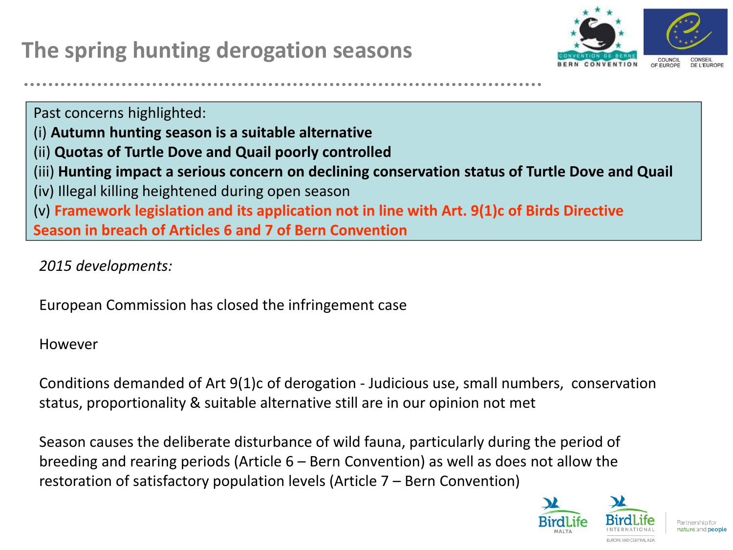# The spring hunting derogation seasons

Past concerns highlighted:

(i) **Autumn hunting season is a suitable alternative**
(ii) **Quotas of Turtle Dove and Quail poorly controlled**
(iii) **Hunting impact a serious concern on declining conservation status of Turtle Dove and Quail**
(iv) Illegal killing heightened during open season
(v) **Framework legislation and its application not in line with Art. 9(1)c of Birds Directive**
**Season in breach of Articles 6 and 7 of Bern Convention**

*2015 developments:*

European Commission has closed the infringement case

However

Conditions demanded of Art 9(1)c of derogation - Judicious use, small numbers, conservation status, proportionality & suitable alternative still are in our opinion not met

Season causes the deliberate disturbance of wild fauna, particularly during the period of breeding and rearing periods (Article 6 – Bern Convention) as well as does not allow the restoration of satisfactory population levels (Article 7 – Bern Convention)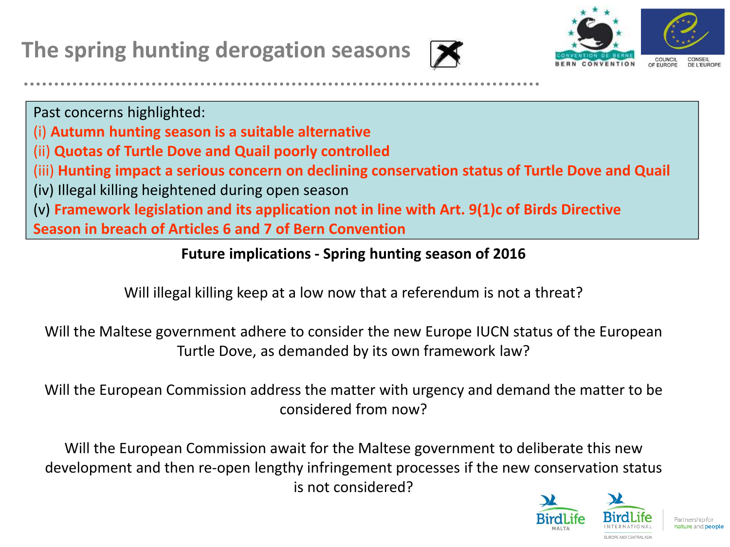# The spring hunting derogation seasons

Past concerns highlighted:
(i) **Autumn hunting season is a suitable alternative**
(ii) **Quotas of Turtle Dove and Quail poorly controlled**
(iii) **Hunting impact a serious concern on declining conservation status of Turtle Dove and Quail**
(iv) Illegal killing heightened during open season
(v) **Framework legislation and its application not in line with Art. 9(1)c of Birds Directive**
**Season in breach of Articles 6 and 7 of Bern Convention**

**Future implications - Spring hunting season of 2016**

Will illegal killing keep at a low now that a referendum is not a threat?

Will the Maltese government adhere to consider the new Europe IUCN status of the European Turtle Dove, as demanded by its own framework law?

Will the European Commission address the matter with urgency and demand the matter to be considered from now?

Will the European Commission await for the Maltese government to deliberate this new development and then re-open lengthy infringement processes if the new conservation status is not considered?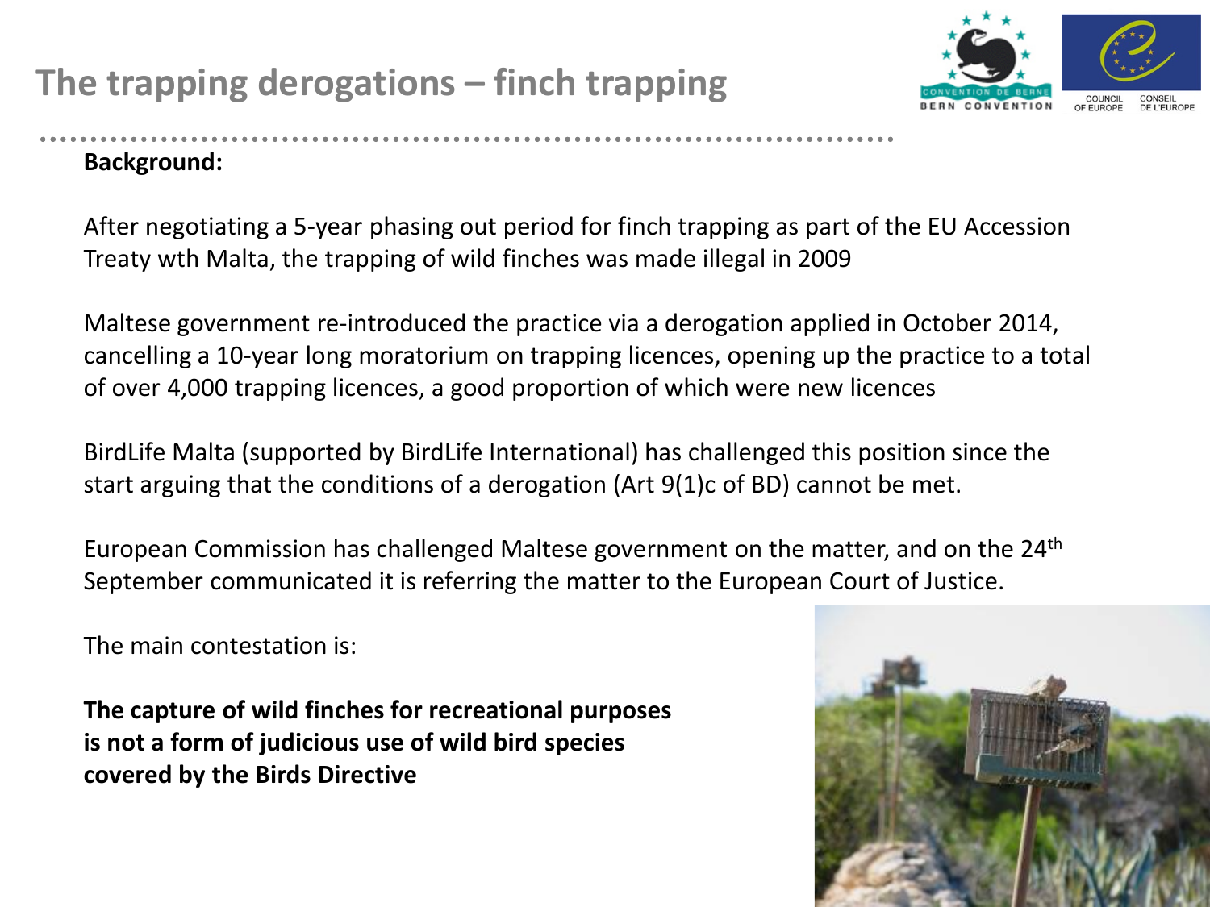# The trapping derogations – finch trapping

**Background:**

After negotiating a 5-year phasing out period for finch trapping as part of the EU Accession Treaty wth Malta, the trapping of wild finches was made illegal in 2009

Maltese government re-introduced the practice via a derogation applied in October 2014, cancelling a 10-year long moratorium on trapping licences, opening up the practice to a total of over 4,000 trapping licences, a good proportion of which were new licences

BirdLife Malta (supported by BirdLife International) has challenged this position since the start arguing that the conditions of a derogation (Art 9(1)c of BD) cannot be met.

European Commission has challenged Maltese government on the matter, and on the 24th September communicated it is referring the matter to the European Court of Justice.

The main contestation is:

**The capture of wild finches for recreational purposes is not a form of judicious use of wild bird species covered by the Birds Directive**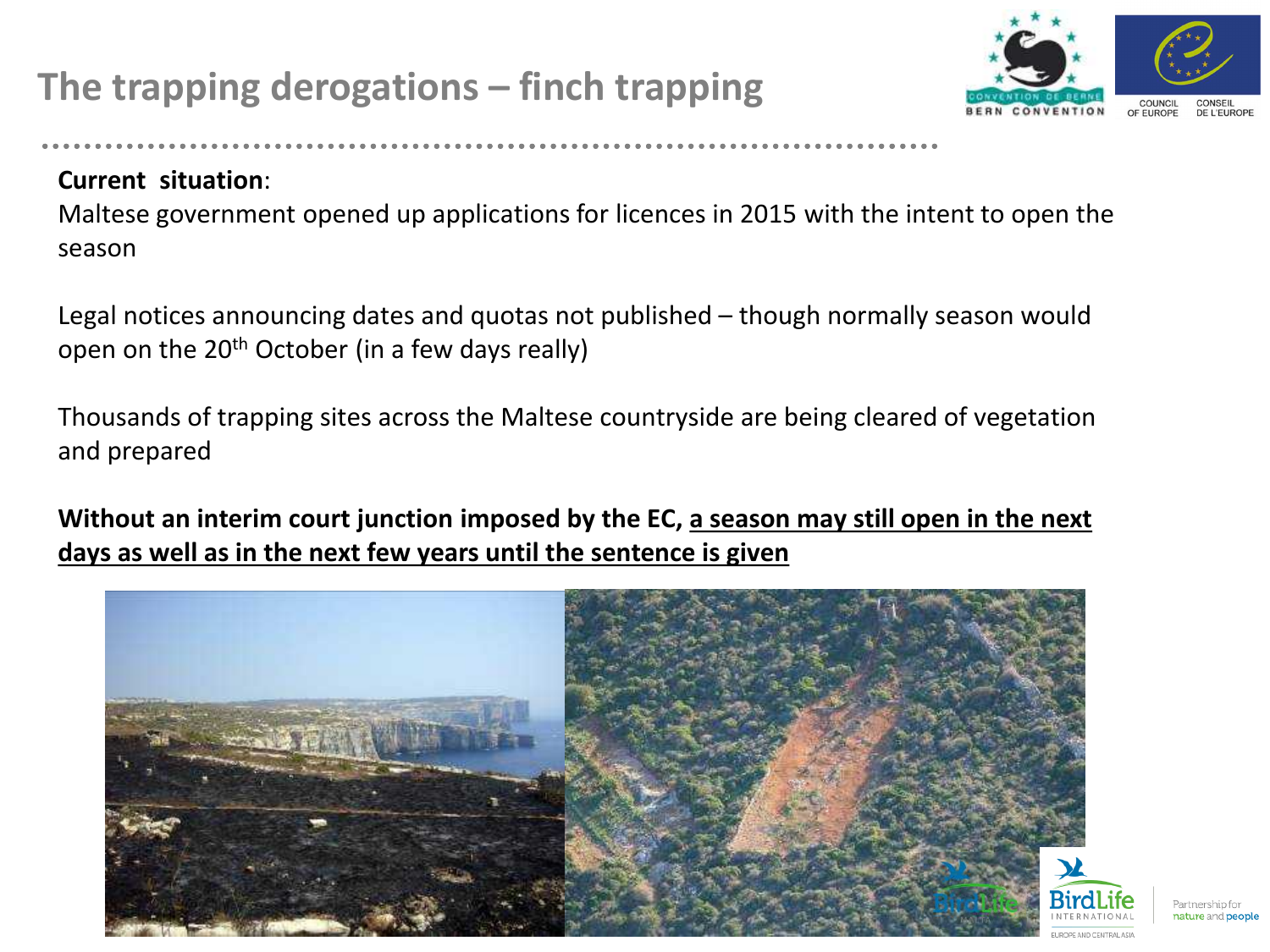# The trapping derogations – finch trapping

**Current situation**:

Maltese government opened up applications for licences in 2015 with the intent to open the season

Legal notices announcing dates and quotas not published – though normally season would open on the 20th October (in a few days really)

Thousands of trapping sites across the Maltese countryside are being cleared of vegetation and prepared

**Without an interim court junction imposed by the EC, <u>a season may still open in the next days as well as in the next few years until the sentence is given</u>**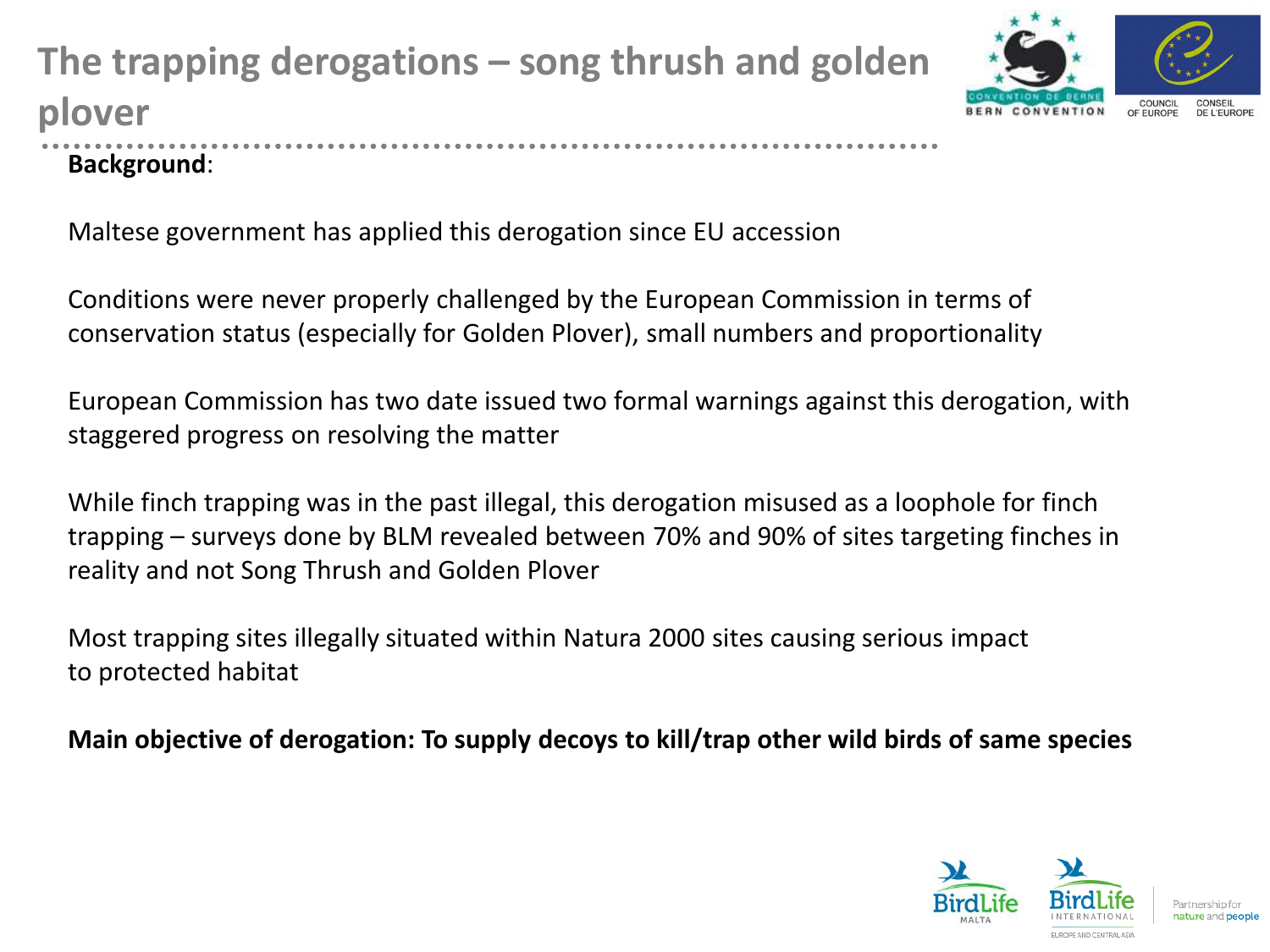# The trapping derogations – song thrush and golden plover

**Background**:

Maltese government has applied this derogation since EU accession

Conditions were never properly challenged by the European Commission in terms of conservation status (especially for Golden Plover), small numbers and proportionality

European Commission has two date issued two formal warnings against this derogation, with staggered progress on resolving the matter

While finch trapping was in the past illegal, this derogation misused as a loophole for finch trapping – surveys done by BLM revealed between 70% and 90% of sites targeting finches in reality and not Song Thrush and Golden Plover

Most trapping sites illegally situated within Natura 2000 sites causing serious impact to protected habitat

**Main objective of derogation: To supply decoys to kill/trap other wild birds of same species**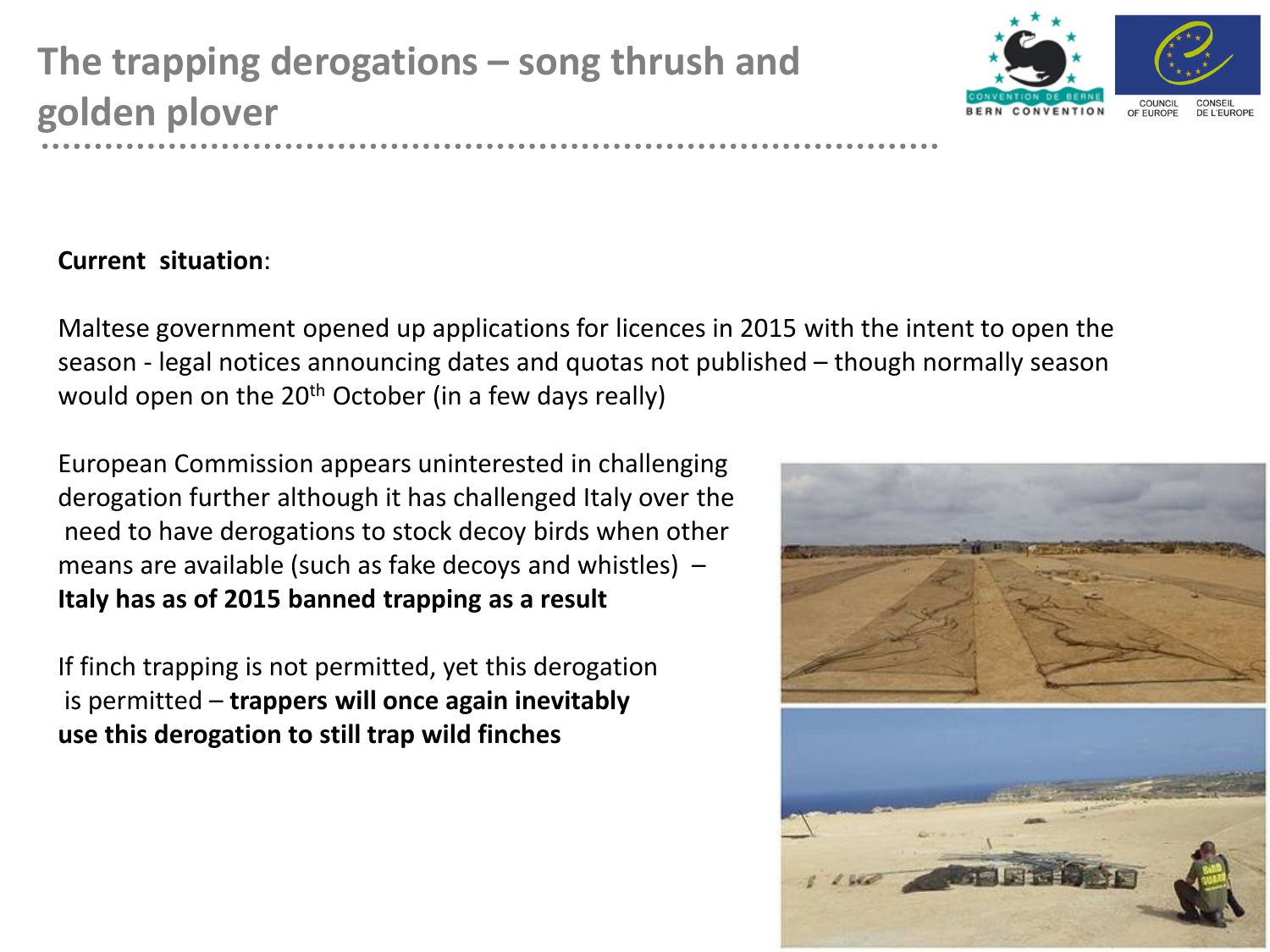# The trapping derogations – song thrush and golden plover

**Current situation**:

Maltese government opened up applications for licences in 2015 with the intent to open the season - legal notices announcing dates and quotas not published – though normally season would open on the 20th October (in a few days really)

European Commission appears uninterested in challenging derogation further although it has challenged Italy over the need to have derogations to stock decoy birds when other means are available (such as fake decoys and whistles) – **Italy has as of 2015 banned trapping as a result**

If finch trapping is not permitted, yet this derogation is permitted – **trappers will once again inevitably use this derogation to still trap wild finches**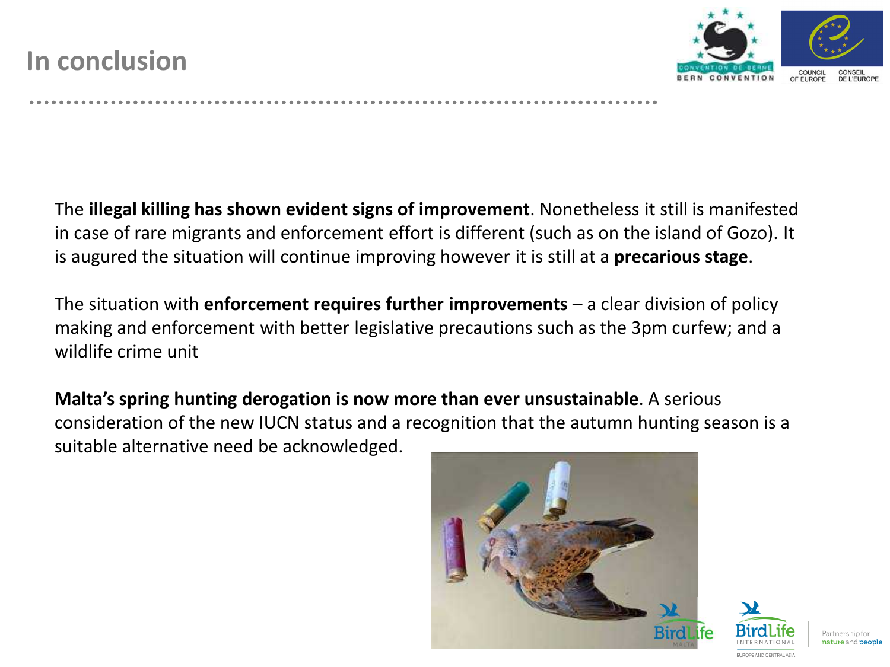# In conclusion

The **illegal killing has shown evident signs of improvement**. Nonetheless it still is manifested in case of rare migrants and enforcement effort is different (such as on the island of Gozo). It is augured the situation will continue improving however it is still at a **precarious stage**.

The situation with **enforcement requires further improvements** – a clear division of policy making and enforcement with better legislative precautions such as the 3pm curfew; and a wildlife crime unit

**Malta's spring hunting derogation is now more than ever unsustainable**. A serious consideration of the new IUCN status and a recognition that the autumn hunting season is a suitable alternative need be acknowledged.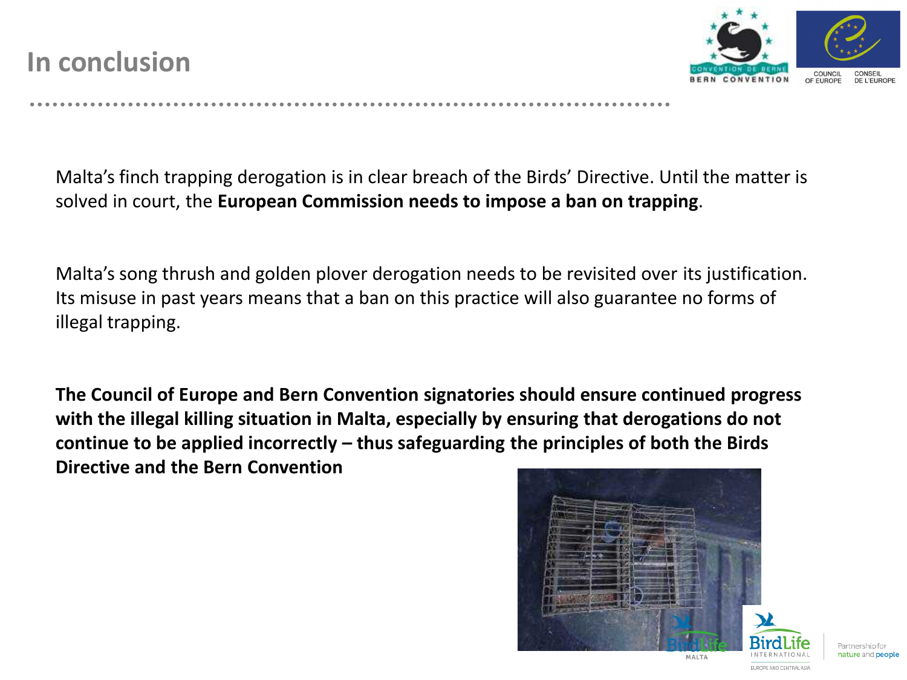# In conclusion

Malta's finch trapping derogation is in clear breach of the Birds' Directive. Until the matter is solved in court, the **European Commission needs to impose a ban on trapping**.

Malta's song thrush and golden plover derogation needs to be revisited over its justification. Its misuse in past years means that a ban on this practice will also guarantee no forms of illegal trapping.

**The Council of Europe and Bern Convention signatories should ensure continued progress with the illegal killing situation in Malta, especially by ensuring that derogations do not continue to be applied incorrectly – thus safeguarding the principles of both the Birds Directive and the Bern Convention**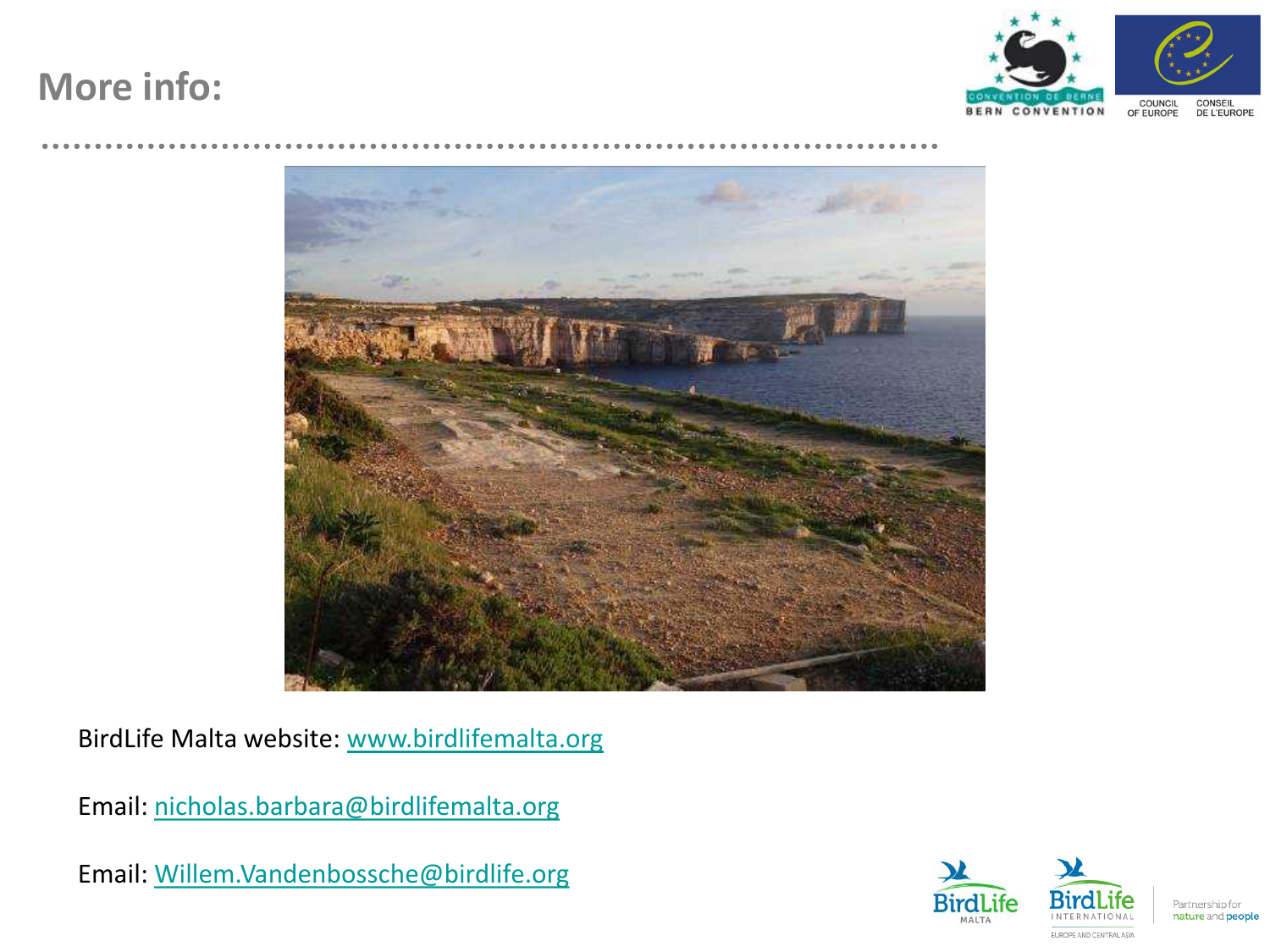## More info:

BirdLife Malta website: www.birdlifemalta.org

Email: nicholas.barbara@birdlifemalta.org

Email: Willem.Vandenbossche@birdlife.org